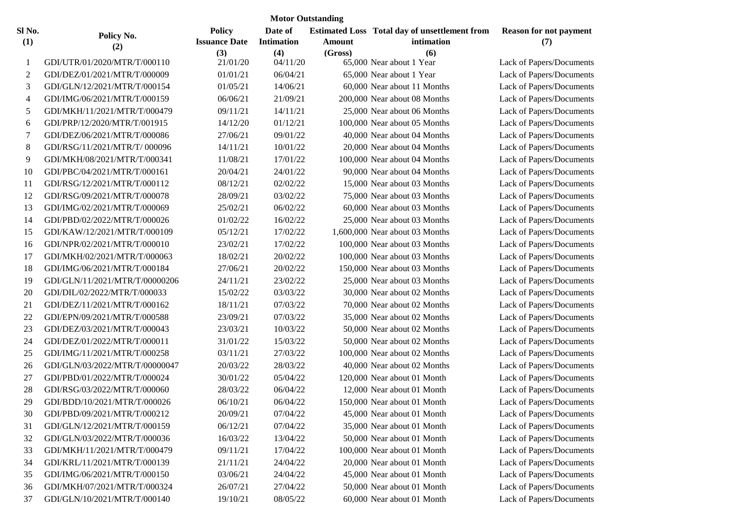**Motor Outstanding**

| Sl No. (1) | Policy No. (2) | Policy Issuance Date (3) | Date of Intimation (4) | Estimated Loss Amount (Gross) | Total day of unsettlement from intimation (6) | Reason for not payment (7) |
|---|---|---|---|---|---|---|
| 1 | GDI/UTR/01/2020/MTR/T/000110 | 21/01/20 | 04/11/20 | 65,000 | Near about 1 Year | Lack of Papers/Documents |
| 2 | GDI/DEZ/01/2021/MTR/T/000009 | 01/01/21 | 06/04/21 | 65,000 | Near about 1 Year | Lack of Papers/Documents |
| 3 | GDI/GLN/12/2021/MTR/T/000154 | 01/05/21 | 14/06/21 | 60,000 | Near about 11 Months | Lack of Papers/Documents |
| 4 | GDI/IMG/06/2021/MTR/T/000159 | 06/06/21 | 21/09/21 | 200,000 | Near about 08 Months | Lack of Papers/Documents |
| 5 | GDI/MKH/11/2021/MTR/T/000479 | 09/11/21 | 14/11/21 | 25,000 | Near about 06 Months | Lack of Papers/Documents |
| 6 | GDI/PRP/12/2020/MTR/T/001915 | 14/12/20 | 01/12/21 | 100,000 | Near about 05 Months | Lack of Papers/Documents |
| 7 | GDI/DEZ/06/2021/MTR/T/000086 | 27/06/21 | 09/01/22 | 40,000 | Near about 04 Months | Lack of Papers/Documents |
| 8 | GDI/RSG/11/2021/MTR/T/ 000096 | 14/11/21 | 10/01/22 | 20,000 | Near about 04 Months | Lack of Papers/Documents |
| 9 | GDI/MKH/08/2021/MTR/T/000341 | 11/08/21 | 17/01/22 | 100,000 | Near about 04 Months | Lack of Papers/Documents |
| 10 | GDI/PBC/04/2021/MTR/T/000161 | 20/04/21 | 24/01/22 | 90,000 | Near about 04 Months | Lack of Papers/Documents |
| 11 | GDI/RSG/12/2021/MTR/T/000112 | 08/12/21 | 02/02/22 | 15,000 | Near about 03 Months | Lack of Papers/Documents |
| 12 | GDI/RSG/09/2021/MTR/T/000078 | 28/09/21 | 03/02/22 | 75,000 | Near about 03 Months | Lack of Papers/Documents |
| 13 | GDI/IMG/02/2021/MTR/T/000069 | 25/02/21 | 06/02/22 | 60,000 | Near about 03 Months | Lack of Papers/Documents |
| 14 | GDI/PBD/02/2022/MTR/T/000026 | 01/02/22 | 16/02/22 | 25,000 | Near about 03 Months | Lack of Papers/Documents |
| 15 | GDI/KAW/12/2021/MTR/T/000109 | 05/12/21 | 17/02/22 | 1,600,000 | Near about 03 Months | Lack of Papers/Documents |
| 16 | GDI/NPR/02/2021/MTR/T/000010 | 23/02/21 | 17/02/22 | 100,000 | Near about 03 Months | Lack of Papers/Documents |
| 17 | GDI/MKH/02/2021/MTR/T/000063 | 18/02/21 | 20/02/22 | 100,000 | Near about 03 Months | Lack of Papers/Documents |
| 18 | GDI/IMG/06/2021/MTR/T/000184 | 27/06/21 | 20/02/22 | 150,000 | Near about 03 Months | Lack of Papers/Documents |
| 19 | GDI/GLN/11/2021/MTR/T/00000206 | 24/11/21 | 23/02/22 | 25,000 | Near about 03 Months | Lack of Papers/Documents |
| 20 | GDI/DIL/02/2022/MTR/T/000033 | 15/02/22 | 03/03/22 | 30,000 | Near about 02 Months | Lack of Papers/Documents |
| 21 | GDI/DEZ/11/2021/MTR/T/000162 | 18/11/21 | 07/03/22 | 70,000 | Near about 02 Months | Lack of Papers/Documents |
| 22 | GDI/EPN/09/2021/MTR/T/000588 | 23/09/21 | 07/03/22 | 35,000 | Near about 02 Months | Lack of Papers/Documents |
| 23 | GDI/DEZ/03/2021/MTR/T/000043 | 23/03/21 | 10/03/22 | 50,000 | Near about 02 Months | Lack of Papers/Documents |
| 24 | GDI/DEZ/01/2022/MTR/T/000011 | 31/01/22 | 15/03/22 | 50,000 | Near about 02 Months | Lack of Papers/Documents |
| 25 | GDI/IMG/11/2021/MTR/T/000258 | 03/11/21 | 27/03/22 | 100,000 | Near about 02 Months | Lack of Papers/Documents |
| 26 | GDI/GLN/03/2022/MTR/T/00000047 | 20/03/22 | 28/03/22 | 40,000 | Near about 02 Months | Lack of Papers/Documents |
| 27 | GDI/PBD/01/2022/MTR/T/000024 | 30/01/22 | 05/04/22 | 120,000 | Near about 01 Month | Lack of Papers/Documents |
| 28 | GDI/RSG/03/2022/MTR/T/000060 | 28/03/22 | 06/04/22 | 12,000 | Near about 01 Month | Lack of Papers/Documents |
| 29 | GDI/BDD/10/2021/MTR/T/000026 | 06/10/21 | 06/04/22 | 150,000 | Near about 01 Month | Lack of Papers/Documents |
| 30 | GDI/PBD/09/2021/MTR/T/000212 | 20/09/21 | 07/04/22 | 45,000 | Near about 01 Month | Lack of Papers/Documents |
| 31 | GDI/GLN/12/2021/MTR/T/000159 | 06/12/21 | 07/04/22 | 35,000 | Near about 01 Month | Lack of Papers/Documents |
| 32 | GDI/GLN/03/2022/MTR/T/000036 | 16/03/22 | 13/04/22 | 50,000 | Near about 01 Month | Lack of Papers/Documents |
| 33 | GDI/MKH/11/2021/MTR/T/000479 | 09/11/21 | 17/04/22 | 100,000 | Near about 01 Month | Lack of Papers/Documents |
| 34 | GDI/KRL/11/2021/MTR/T/000139 | 21/11/21 | 24/04/22 | 20,000 | Near about 01 Month | Lack of Papers/Documents |
| 35 | GDI/IMG/06/2021/MTR/T/000150 | 03/06/21 | 24/04/22 | 45,000 | Near about 01 Month | Lack of Papers/Documents |
| 36 | GDI/MKH/07/2021/MTR/T/000324 | 26/07/21 | 27/04/22 | 50,000 | Near about 01 Month | Lack of Papers/Documents |
| 37 | GDI/GLN/10/2021/MTR/T/000140 | 19/10/21 | 08/05/22 | 60,000 | Near about 01 Month | Lack of Papers/Documents |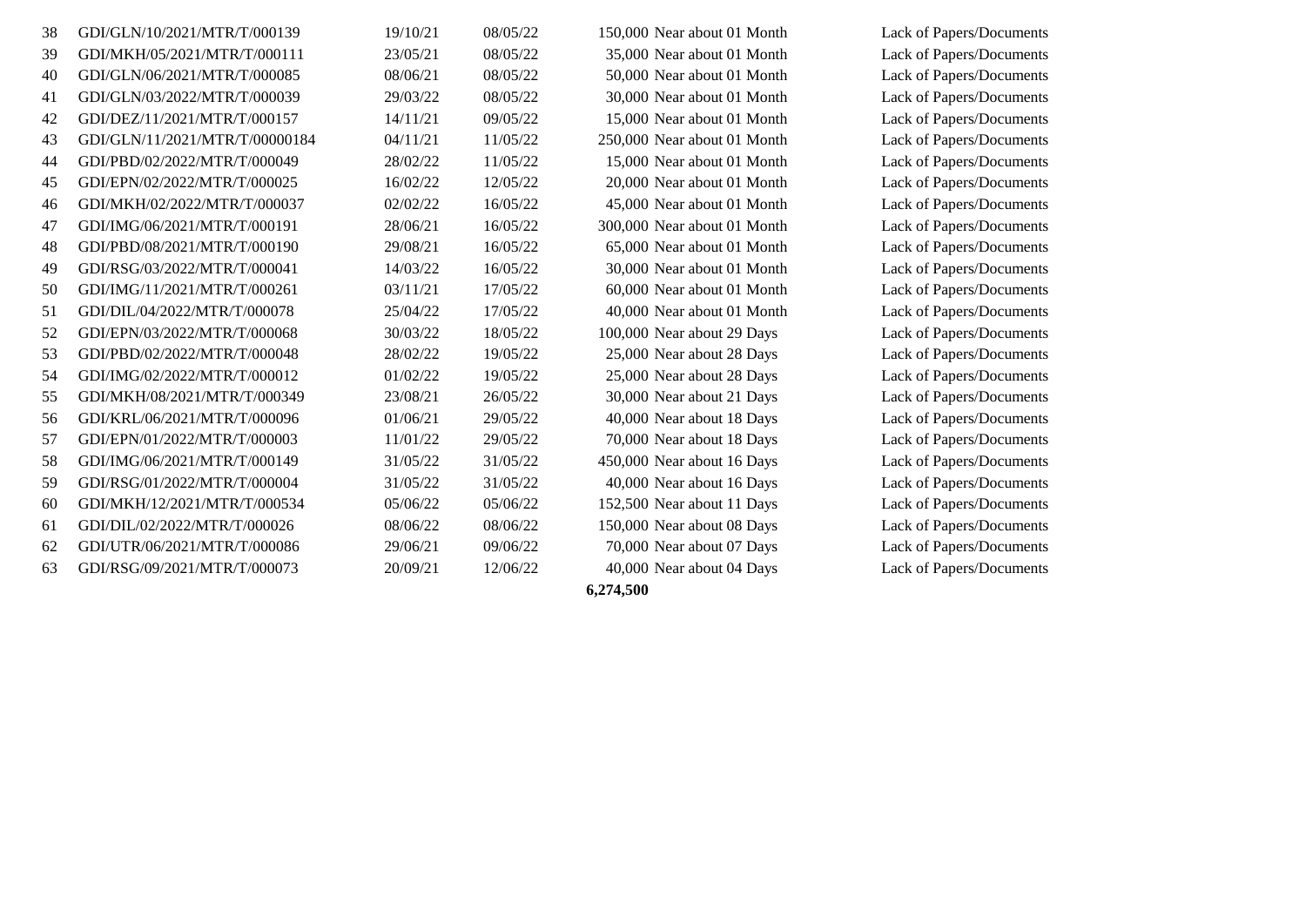| | | | | | | |
|---|---|---|---|---|---|---|
| 38 | GDI/GLN/10/2021/MTR/T/000139 | 19/10/21 | 08/05/22 | 150,000 | Near about 01 Month | Lack of Papers/Documents |
| 39 | GDI/MKH/05/2021/MTR/T/000111 | 23/05/21 | 08/05/22 | 35,000 | Near about 01 Month | Lack of Papers/Documents |
| 40 | GDI/GLN/06/2021/MTR/T/000085 | 08/06/21 | 08/05/22 | 50,000 | Near about 01 Month | Lack of Papers/Documents |
| 41 | GDI/GLN/03/2022/MTR/T/000039 | 29/03/22 | 08/05/22 | 30,000 | Near about 01 Month | Lack of Papers/Documents |
| 42 | GDI/DEZ/11/2021/MTR/T/000157 | 14/11/21 | 09/05/22 | 15,000 | Near about 01 Month | Lack of Papers/Documents |
| 43 | GDI/GLN/11/2021/MTR/T/00000184 | 04/11/21 | 11/05/22 | 250,000 | Near about 01 Month | Lack of Papers/Documents |
| 44 | GDI/PBD/02/2022/MTR/T/000049 | 28/02/22 | 11/05/22 | 15,000 | Near about 01 Month | Lack of Papers/Documents |
| 45 | GDI/EPN/02/2022/MTR/T/000025 | 16/02/22 | 12/05/22 | 20,000 | Near about 01 Month | Lack of Papers/Documents |
| 46 | GDI/MKH/02/2022/MTR/T/000037 | 02/02/22 | 16/05/22 | 45,000 | Near about 01 Month | Lack of Papers/Documents |
| 47 | GDI/IMG/06/2021/MTR/T/000191 | 28/06/21 | 16/05/22 | 300,000 | Near about 01 Month | Lack of Papers/Documents |
| 48 | GDI/PBD/08/2021/MTR/T/000190 | 29/08/21 | 16/05/22 | 65,000 | Near about 01 Month | Lack of Papers/Documents |
| 49 | GDI/RSG/03/2022/MTR/T/000041 | 14/03/22 | 16/05/22 | 30,000 | Near about 01 Month | Lack of Papers/Documents |
| 50 | GDI/IMG/11/2021/MTR/T/000261 | 03/11/21 | 17/05/22 | 60,000 | Near about 01 Month | Lack of Papers/Documents |
| 51 | GDI/DIL/04/2022/MTR/T/000078 | 25/04/22 | 17/05/22 | 40,000 | Near about 01 Month | Lack of Papers/Documents |
| 52 | GDI/EPN/03/2022/MTR/T/000068 | 30/03/22 | 18/05/22 | 100,000 | Near about 29 Days | Lack of Papers/Documents |
| 53 | GDI/PBD/02/2022/MTR/T/000048 | 28/02/22 | 19/05/22 | 25,000 | Near about 28 Days | Lack of Papers/Documents |
| 54 | GDI/IMG/02/2022/MTR/T/000012 | 01/02/22 | 19/05/22 | 25,000 | Near about 28 Days | Lack of Papers/Documents |
| 55 | GDI/MKH/08/2021/MTR/T/000349 | 23/08/21 | 26/05/22 | 30,000 | Near about 21 Days | Lack of Papers/Documents |
| 56 | GDI/KRL/06/2021/MTR/T/000096 | 01/06/21 | 29/05/22 | 40,000 | Near about 18 Days | Lack of Papers/Documents |
| 57 | GDI/EPN/01/2022/MTR/T/000003 | 11/01/22 | 29/05/22 | 70,000 | Near about 18 Days | Lack of Papers/Documents |
| 58 | GDI/IMG/06/2021/MTR/T/000149 | 31/05/22 | 31/05/22 | 450,000 | Near about 16 Days | Lack of Papers/Documents |
| 59 | GDI/RSG/01/2022/MTR/T/000004 | 31/05/22 | 31/05/22 | 40,000 | Near about 16 Days | Lack of Papers/Documents |
| 60 | GDI/MKH/12/2021/MTR/T/000534 | 05/06/22 | 05/06/22 | 152,500 | Near about 11 Days | Lack of Papers/Documents |
| 61 | GDI/DIL/02/2022/MTR/T/000026 | 08/06/22 | 08/06/22 | 150,000 | Near about 08 Days | Lack of Papers/Documents |
| 62 | GDI/UTR/06/2021/MTR/T/000086 | 29/06/21 | 09/06/22 | 70,000 | Near about 07 Days | Lack of Papers/Documents |
| 63 | GDI/RSG/09/2021/MTR/T/000073 | 20/09/21 | 12/06/22 | 40,000 | Near about 04 Days | Lack of Papers/Documents |
| | | | | **6,274,500** | | |